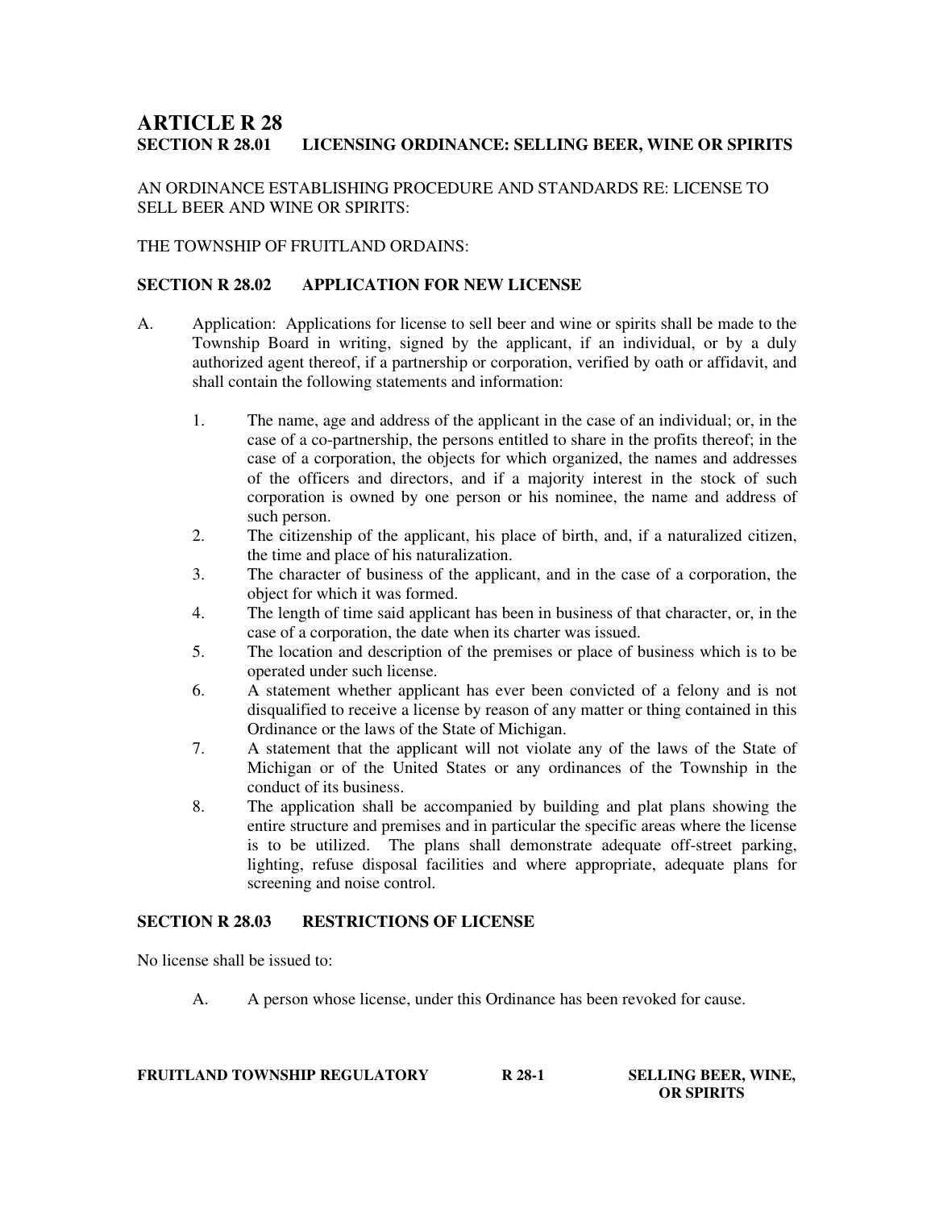# ARTICLE R 28

## SECTION R 28.01 LICENSING ORDINANCE: SELLING BEER, WINE OR SPIRITS

AN ORDINANCE ESTABLISHING PROCEDURE AND STANDARDS RE: LICENSE TO SELL BEER AND WINE OR SPIRITS:

THE TOWNSHIP OF FRUITLAND ORDAINS:

## SECTION R 28.02 APPLICATION FOR NEW LICENSE

A. Application: Applications for license to sell beer and wine or spirits shall be made to the Township Board in writing, signed by the applicant, if an individual, or by a duly authorized agent thereof, if a partnership or corporation, verified by oath or affidavit, and shall contain the following statements and information:

1. The name, age and address of the applicant in the case of an individual; or, in the case of a co-partnership, the persons entitled to share in the profits thereof; in the case of a corporation, the objects for which organized, the names and addresses of the officers and directors, and if a majority interest in the stock of such corporation is owned by one person or his nominee, the name and address of such person.
2. The citizenship of the applicant, his place of birth, and, if a naturalized citizen, the time and place of his naturalization.
3. The character of business of the applicant, and in the case of a corporation, the object for which it was formed.
4. The length of time said applicant has been in business of that character, or, in the case of a corporation, the date when its charter was issued.
5. The location and description of the premises or place of business which is to be operated under such license.
6. A statement whether applicant has ever been convicted of a felony and is not disqualified to receive a license by reason of any matter or thing contained in this Ordinance or the laws of the State of Michigan.
7. A statement that the applicant will not violate any of the laws of the State of Michigan or of the United States or any ordinances of the Township in the conduct of its business.
8. The application shall be accompanied by building and plat plans showing the entire structure and premises and in particular the specific areas where the license is to be utilized. The plans shall demonstrate adequate off-street parking, lighting, refuse disposal facilities and where appropriate, adequate plans for screening and noise control.

## SECTION R 28.03 RESTRICTIONS OF LICENSE

No license shall be issued to:

A. A person whose license, under this Ordinance has been revoked for cause.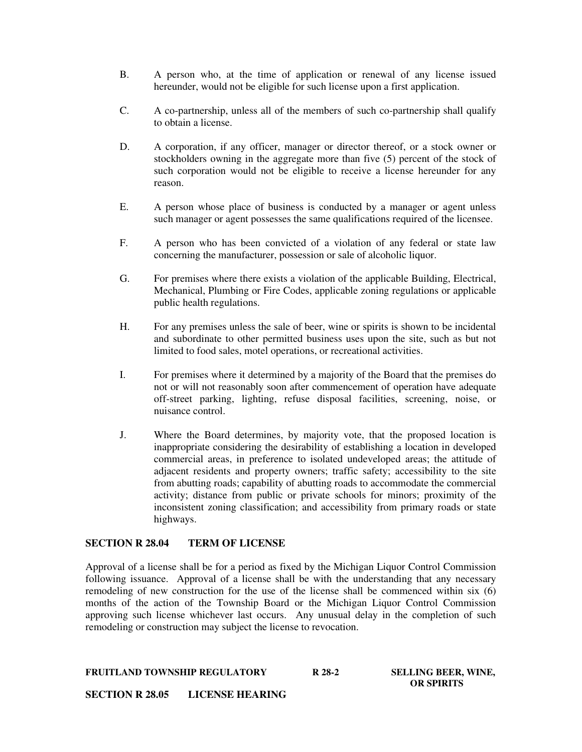B. A person who, at the time of application or renewal of any license issued hereunder, would not be eligible for such license upon a first application.

C. A co-partnership, unless all of the members of such co-partnership shall qualify to obtain a license.

D. A corporation, if any officer, manager or director thereof, or a stock owner or stockholders owning in the aggregate more than five (5) percent of the stock of such corporation would not be eligible to receive a license hereunder for any reason.

E. A person whose place of business is conducted by a manager or agent unless such manager or agent possesses the same qualifications required of the licensee.

F. A person who has been convicted of a violation of any federal or state law concerning the manufacturer, possession or sale of alcoholic liquor.

G. For premises where there exists a violation of the applicable Building, Electrical, Mechanical, Plumbing or Fire Codes, applicable zoning regulations or applicable public health regulations.

H. For any premises unless the sale of beer, wine or spirits is shown to be incidental and subordinate to other permitted business uses upon the site, such as but not limited to food sales, motel operations, or recreational activities.

I. For premises where it determined by a majority of the Board that the premises do not or will not reasonably soon after commencement of operation have adequate off-street parking, lighting, refuse disposal facilities, screening, noise, or nuisance control.

J. Where the Board determines, by majority vote, that the proposed location is inappropriate considering the desirability of establishing a location in developed commercial areas, in preference to isolated undeveloped areas; the attitude of adjacent residents and property owners; traffic safety; accessibility to the site from abutting roads; capability of abutting roads to accommodate the commercial activity; distance from public or private schools for minors; proximity of the inconsistent zoning classification; and accessibility from primary roads or state highways.

## SECTION R 28.04 TERM OF LICENSE

Approval of a license shall be for a period as fixed by the Michigan Liquor Control Commission following issuance. Approval of a license shall be with the understanding that any necessary remodeling of new construction for the use of the license shall be commenced within six (6) months of the action of the Township Board or the Michigan Liquor Control Commission approving such license whichever last occurs. Any unusual delay in the completion of such remodeling or construction may subject the license to revocation.

## SECTION R 28.05 LICENSE HEARING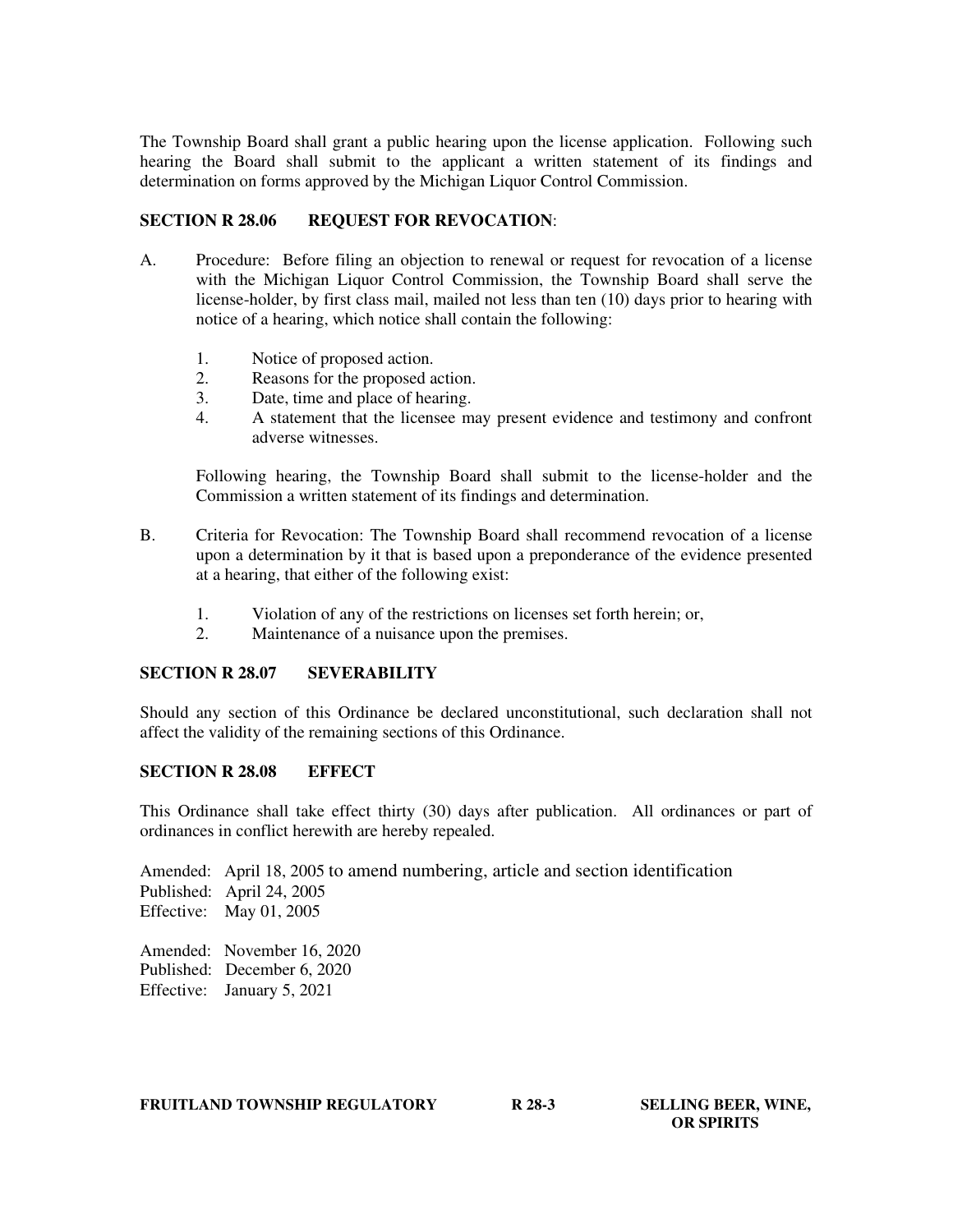The Township Board shall grant a public hearing upon the license application. Following such hearing the Board shall submit to the applicant a written statement of its findings and determination on forms approved by the Michigan Liquor Control Commission.

**SECTION R 28.06 REQUEST FOR REVOCATION**:

A. Procedure: Before filing an objection to renewal or request for revocation of a license with the Michigan Liquor Control Commission, the Township Board shall serve the license-holder, by first class mail, mailed not less than ten (10) days prior to hearing with notice of a hearing, which notice shall contain the following:

   1. Notice of proposed action.
   2. Reasons for the proposed action.
   3. Date, time and place of hearing.
   4. A statement that the licensee may present evidence and testimony and confront adverse witnesses.

   Following hearing, the Township Board shall submit to the license-holder and the Commission a written statement of its findings and determination.

B. Criteria for Revocation: The Township Board shall recommend revocation of a license upon a determination by it that is based upon a preponderance of the evidence presented at a hearing, that either of the following exist:

   1. Violation of any of the restrictions on licenses set forth herein; or,
   2. Maintenance of a nuisance upon the premises.

**SECTION R 28.07 SEVERABILITY**

Should any section of this Ordinance be declared unconstitutional, such declaration shall not affect the validity of the remaining sections of this Ordinance.

**SECTION R 28.08 EFFECT**

This Ordinance shall take effect thirty (30) days after publication. All ordinances or part of ordinances in conflict herewith are hereby repealed.

Amended: April 18, 2005 to amend numbering, article and section identification
Published: April 24, 2005
Effective: May 01, 2005

Amended: November 16, 2020
Published: December 6, 2020
Effective: January 5, 2021